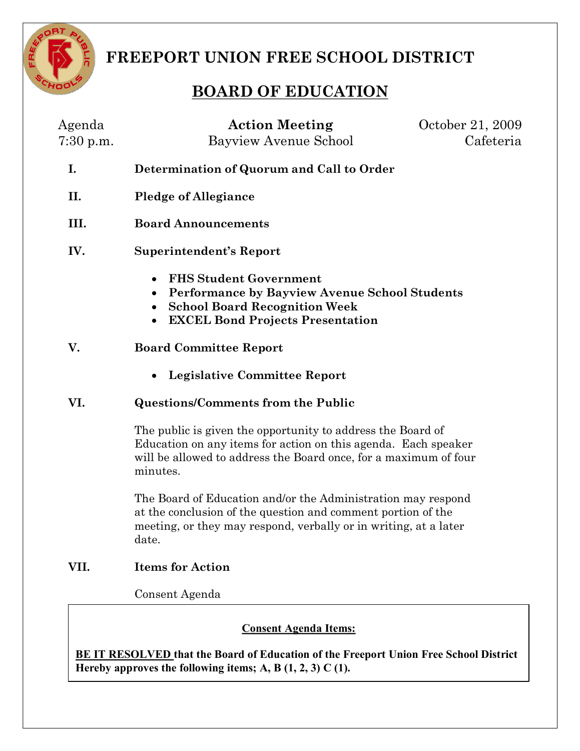# FREEPORT UNION FREE SCHOOL DISTRICT

## BOARD OF EDUCATION

Agenda — **Action Meeting** — October 21, 2009
7:30 p.m. — Bayview Avenue School — Cafeteria

**I. Determination of Quorum and Call to Order**

**II. Pledge of Allegiance**

**III. Board Announcements**

**IV. Superintendent's Report**

- **FHS Student Government**
- **Performance by Bayview Avenue School Students**
- **School Board Recognition Week**
- **EXCEL Bond Projects Presentation**

**V. Board Committee Report**

- **Legislative Committee Report**

**VI. Questions/Comments from the Public**

The public is given the opportunity to address the Board of Education on any items for action on this agenda. Each speaker will be allowed to address the Board once, for a maximum of four minutes.

The Board of Education and/or the Administration may respond at the conclusion of the question and comment portion of the meeting, or they may respond, verbally or in writing, at a later date.

**VII. Items for Action**

Consent Agenda

**Consent Agenda Items:**

**BE IT RESOLVED that the Board of Education of the Freeport Union Free School District Hereby approves the following items; A, B (1, 2, 3) C (1).**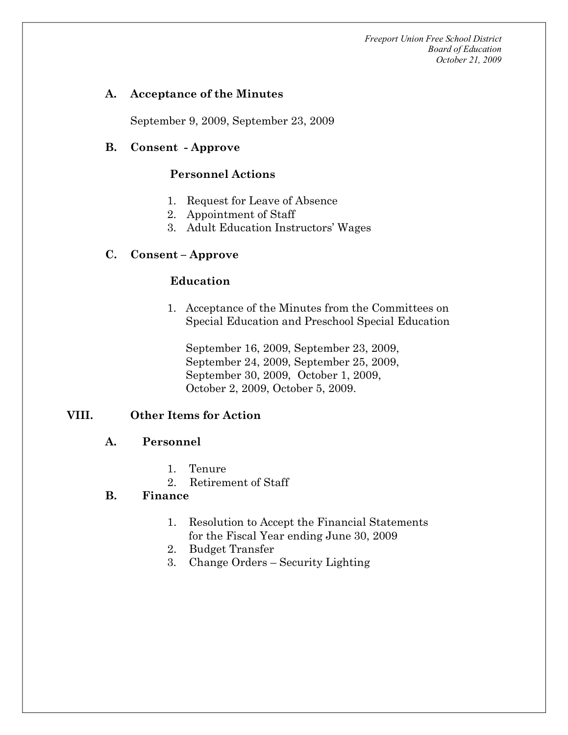### A. Acceptance of the Minutes

September 9, 2009, September 23, 2009

### B. Consent - Approve

**Personnel Actions**

1. Request for Leave of Absence
2. Appointment of Staff
3. Adult Education Instructors' Wages

### C. Consent – Approve

**Education**

1. Acceptance of the Minutes from the Committees on Special Education and Preschool Special Education

   September 16, 2009, September 23, 2009, September 24, 2009, September 25, 2009, September 30, 2009, October 1, 2009, October 2, 2009, October 5, 2009.

## VIII. Other Items for Action

### A. Personnel

1. Tenure
2. Retirement of Staff

### B. Finance

1. Resolution to Accept the Financial Statements for the Fiscal Year ending June 30, 2009
2. Budget Transfer
3. Change Orders – Security Lighting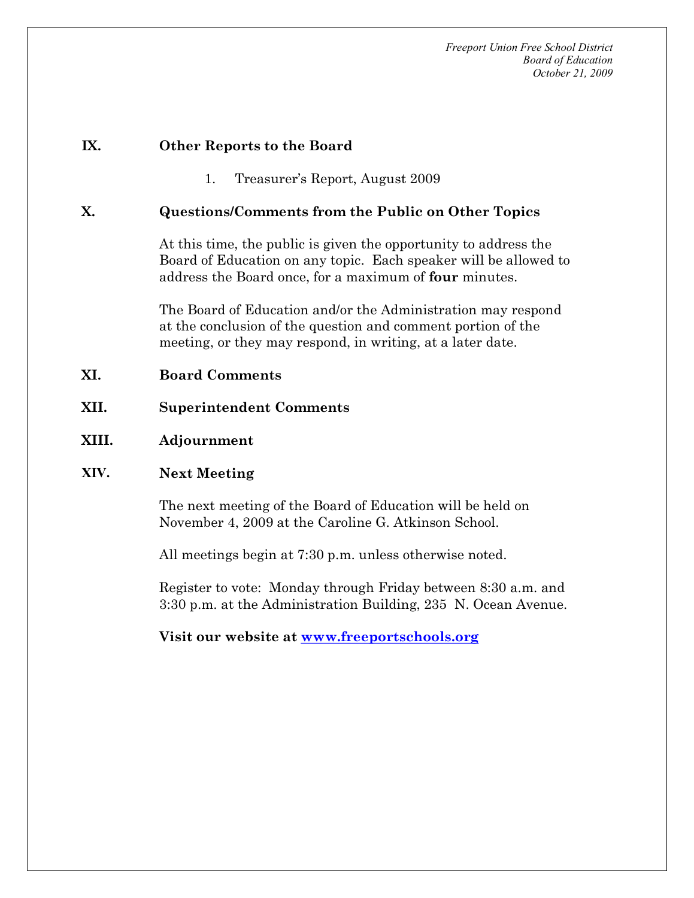## IX. Other Reports to the Board

1. Treasurer's Report, August 2009

## X. Questions/Comments from the Public on Other Topics

At this time, the public is given the opportunity to address the Board of Education on any topic. Each speaker will be allowed to address the Board once, for a maximum of **four** minutes.

The Board of Education and/or the Administration may respond at the conclusion of the question and comment portion of the meeting, or they may respond, in writing, at a later date.

## XI. Board Comments

## XII. Superintendent Comments

## XIII. Adjournment

## XIV. Next Meeting

The next meeting of the Board of Education will be held on November 4, 2009 at the Caroline G. Atkinson School.

All meetings begin at 7:30 p.m. unless otherwise noted.

Register to vote: Monday through Friday between 8:30 a.m. and 3:30 p.m. at the Administration Building, 235 N. Ocean Avenue.

**Visit our website at [www.freeportschools.org](http://www.freeportschools.org)**